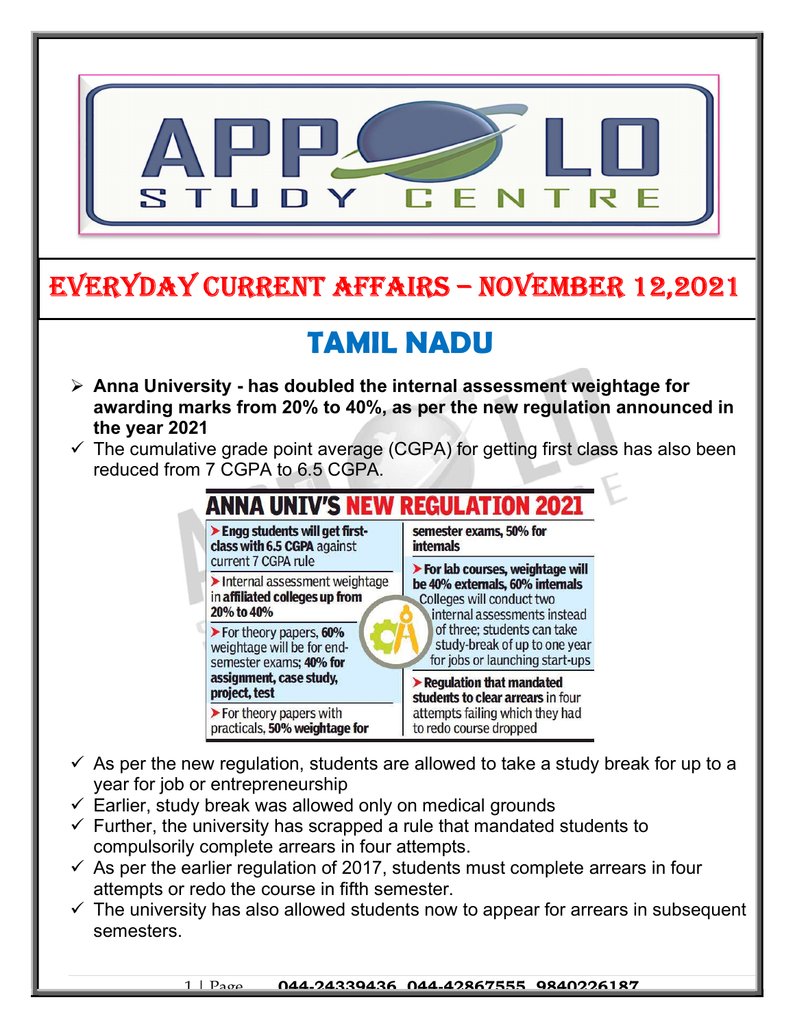# EVERYDAY CURRENT AFFAIRS – NOVEMBER 12,2021

## TAMIL NADU

- **Anna University - has doubled the internal assessment weightage for awarding marks from 20% to 40%, as per the new regulation announced in the year 2021**
  - ✓ The cumulative grade point average (CGPA) for getting first class has also been reduced from 7 CGPA to 6.5 CGPA.

**ANNA UNIV'S NEW REGULATION 2021**

- **Engg students will get first-class with 6.5 CGPA** against current 7 CGPA rule
- Internal assessment weightage in **affiliated colleges up from 20% to 40%**
- For theory papers, **60%** weightage will be for end-semester exams; **40% for assignment, case study, project, test**
- For theory papers with practicals, **50% weightage for semester exams, 50% for internals**
- **For lab courses, weightage will be 40% externals, 60% internals**

Colleges will conduct two internal assessments instead of three; students can take study-break of up to one year for jobs or launching start-ups

- **Regulation that mandated students to clear arrears** in four attempts failing which they had to redo course dropped

- ✓ As per the new regulation, students are allowed to take a study break for up to a year for job or entrepreneurship
- ✓ Earlier, study break was allowed only on medical grounds
- ✓ Further, the university has scrapped a rule that mandated students to compulsorily complete arrears in four attempts.
- ✓ As per the earlier regulation of 2017, students must complete arrears in four attempts or redo the course in fifth semester.
- ✓ The university has also allowed students now to appear for arrears in subsequent semesters.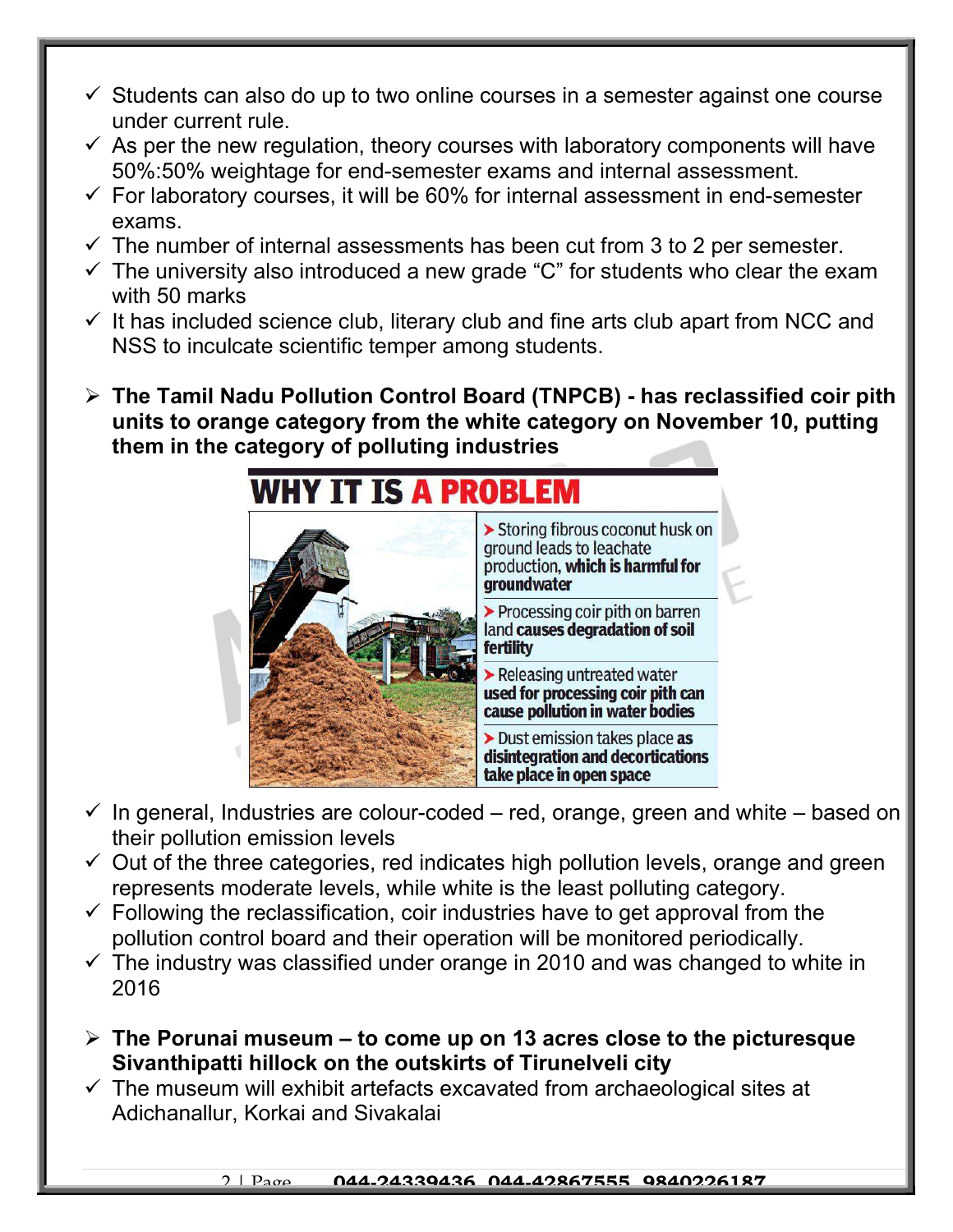- ✓ Students can also do up to two online courses in a semester against one course under current rule.
- ✓ As per the new regulation, theory courses with laboratory components will have 50%:50% weightage for end-semester exams and internal assessment.
- ✓ For laboratory courses, it will be 60% for internal assessment in end-semester exams.
- ✓ The number of internal assessments has been cut from 3 to 2 per semester.
- ✓ The university also introduced a new grade "C" for students who clear the exam with 50 marks
- ✓ It has included science club, literary club and fine arts club apart from NCC and NSS to inculcate scientific temper among students.

- **The Tamil Nadu Pollution Control Board (TNPCB) - has reclassified coir pith units to orange category from the white category on November 10, putting them in the category of polluting industries**

**WHY IT IS A PROBLEM**

- Storing fibrous coconut husk on ground leads to leachate production, **which is harmful for groundwater**
- Processing coir pith on barren land **causes degradation of soil fertility**
- Releasing untreated water **used for processing coir pith can cause pollution in water bodies**
- Dust emission takes place **as disintegration and decortications take place in open space**

- ✓ In general, Industries are colour-coded – red, orange, green and white – based on their pollution emission levels
- ✓ Out of the three categories, red indicates high pollution levels, orange and green represents moderate levels, while white is the least polluting category.
- ✓ Following the reclassification, coir industries have to get approval from the pollution control board and their operation will be monitored periodically.
- ✓ The industry was classified under orange in 2010 and was changed to white in 2016

- **The Porunai museum – to come up on 13 acres close to the picturesque Sivanthipatti hillock on the outskirts of Tirunelveli city**
- ✓ The museum will exhibit artefacts excavated from archaeological sites at Adichanallur, Korkai and Sivakalai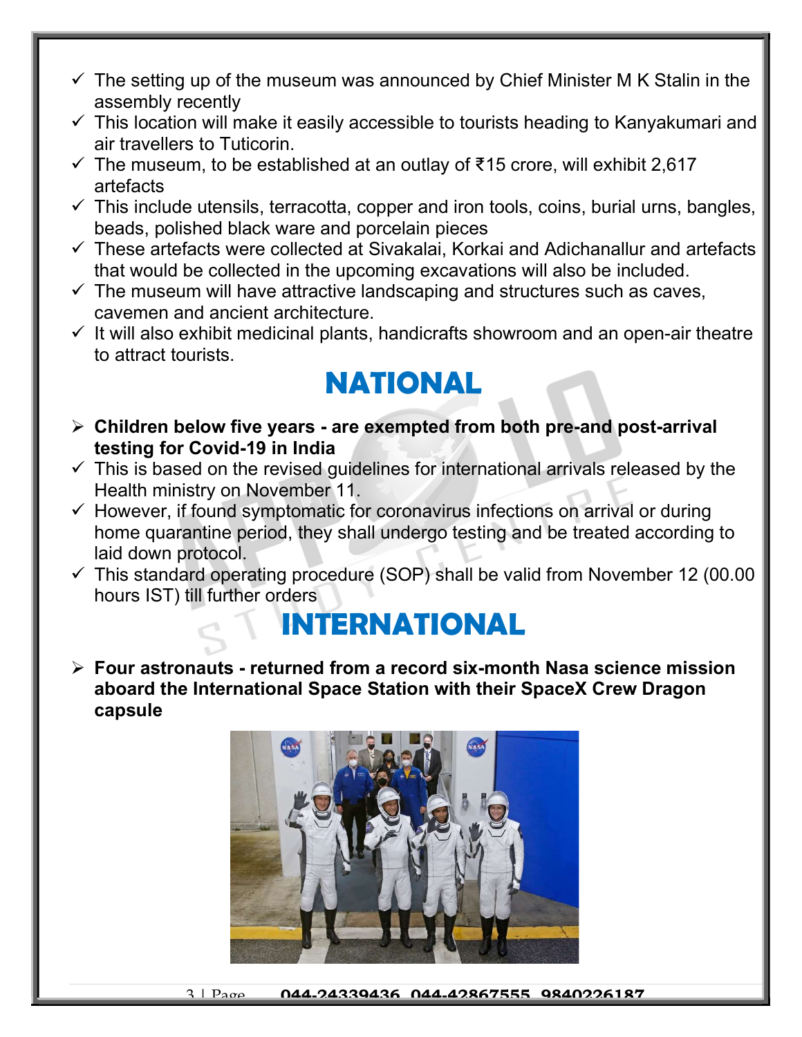- The setting up of the museum was announced by Chief Minister M K Stalin in the assembly recently
- This location will make it easily accessible to tourists heading to Kanyakumari and air travellers to Tuticorin.
- The museum, to be established at an outlay of ₹15 crore, will exhibit 2,617 artefacts
- This include utensils, terracotta, copper and iron tools, coins, burial urns, bangles, beads, polished black ware and porcelain pieces
- These artefacts were collected at Sivakalai, Korkai and Adichanallur and artefacts that would be collected in the upcoming excavations will also be included.
- The museum will have attractive landscaping and structures such as caves, cavemen and ancient architecture.
- It will also exhibit medicinal plants, handicrafts showroom and an open-air theatre to attract tourists.

# NATIONAL

- **Children below five years - are exempted from both pre-and post-arrival testing for Covid-19 in India**
  - This is based on the revised guidelines for international arrivals released by the Health ministry on November 11.
  - However, if found symptomatic for coronavirus infections on arrival or during home quarantine period, they shall undergo testing and be treated according to laid down protocol.
  - This standard operating procedure (SOP) shall be valid from November 12 (00.00 hours IST) till further orders

# INTERNATIONAL

- **Four astronauts - returned from a record six-month Nasa science mission aboard the International Space Station with their SpaceX Crew Dragon capsule**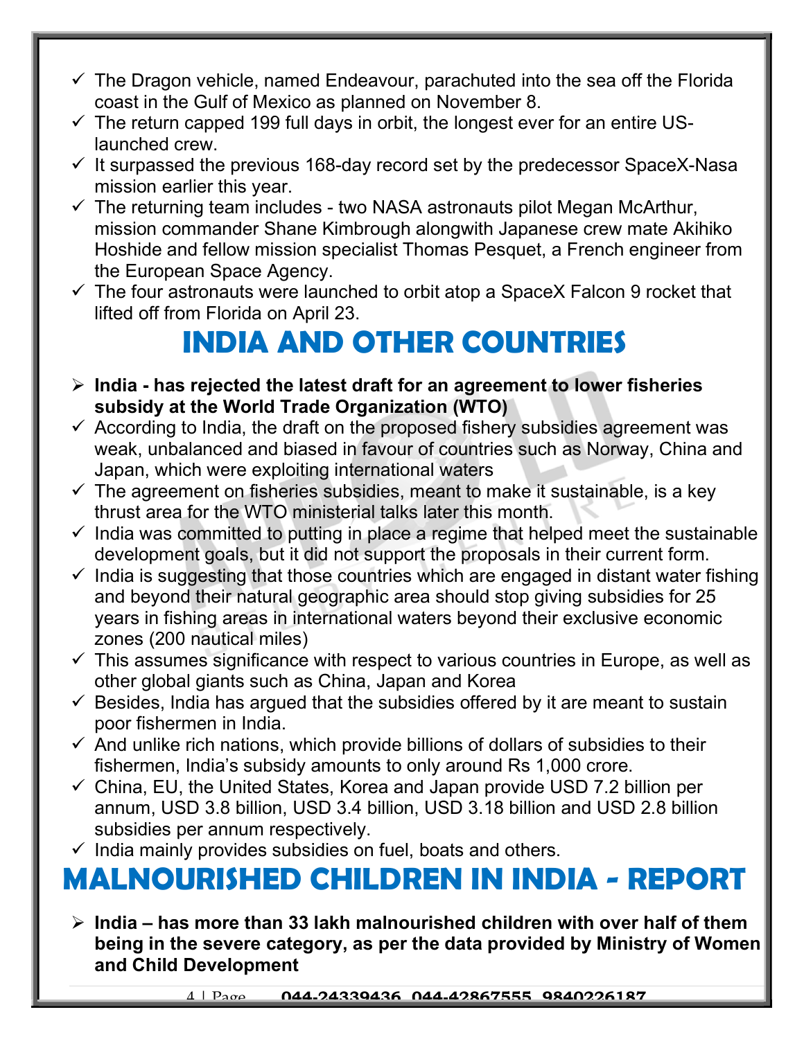- ✓ The Dragon vehicle, named Endeavour, parachuted into the sea off the Florida coast in the Gulf of Mexico as planned on November 8.
- ✓ The return capped 199 full days in orbit, the longest ever for an entire US-launched crew.
- ✓ It surpassed the previous 168-day record set by the predecessor SpaceX-Nasa mission earlier this year.
- ✓ The returning team includes - two NASA astronauts pilot Megan McArthur, mission commander Shane Kimbrough alongwith Japanese crew mate Akihiko Hoshide and fellow mission specialist Thomas Pesquet, a French engineer from the European Space Agency.
- ✓ The four astronauts were launched to orbit atop a SpaceX Falcon 9 rocket that lifted off from Florida on April 23.

# INDIA AND OTHER COUNTRIES

- ➢ **India - has rejected the latest draft for an agreement to lower fisheries subsidy at the World Trade Organization (WTO)**
- ✓ According to India, the draft on the proposed fishery subsidies agreement was weak, unbalanced and biased in favour of countries such as Norway, China and Japan, which were exploiting international waters
- ✓ The agreement on fisheries subsidies, meant to make it sustainable, is a key thrust area for the WTO ministerial talks later this month.
- ✓ India was committed to putting in place a regime that helped meet the sustainable development goals, but it did not support the proposals in their current form.
- ✓ India is suggesting that those countries which are engaged in distant water fishing and beyond their natural geographic area should stop giving subsidies for 25 years in fishing areas in international waters beyond their exclusive economic zones (200 nautical miles)
- ✓ This assumes significance with respect to various countries in Europe, as well as other global giants such as China, Japan and Korea
- ✓ Besides, India has argued that the subsidies offered by it are meant to sustain poor fishermen in India.
- ✓ And unlike rich nations, which provide billions of dollars of subsidies to their fishermen, India's subsidy amounts to only around Rs 1,000 crore.
- ✓ China, EU, the United States, Korea and Japan provide USD 7.2 billion per annum, USD 3.8 billion, USD 3.4 billion, USD 3.18 billion and USD 2.8 billion subsidies per annum respectively.
- ✓ India mainly provides subsidies on fuel, boats and others.

# MALNOURISHED CHILDREN IN INDIA - REPORT

- ➢ **India – has more than 33 lakh malnourished children with over half of them being in the severe category, as per the data provided by Ministry of Women and Child Development**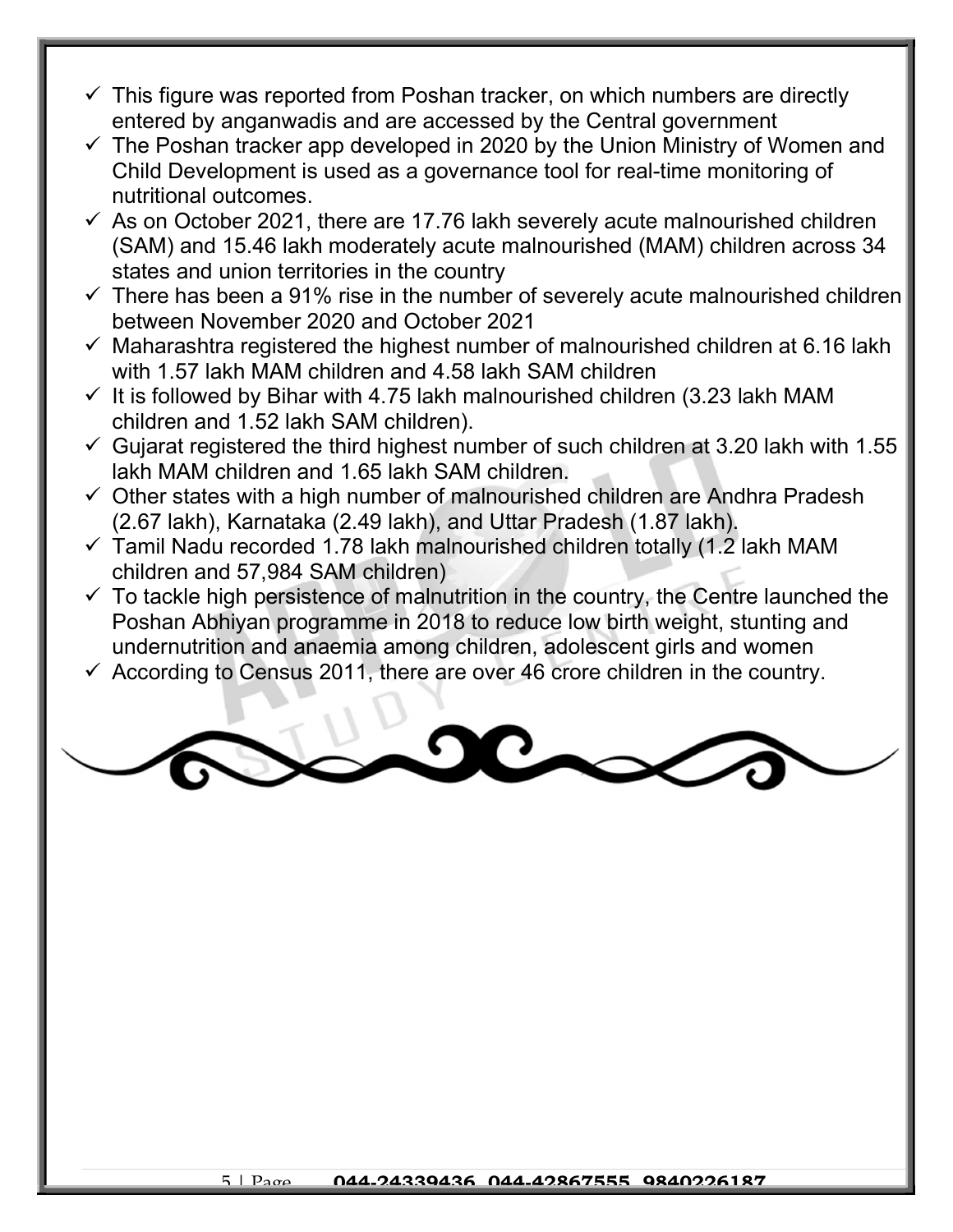- ✓ This figure was reported from Poshan tracker, on which numbers are directly entered by anganwadis and are accessed by the Central government
- ✓ The Poshan tracker app developed in 2020 by the Union Ministry of Women and Child Development is used as a governance tool for real-time monitoring of nutritional outcomes.
- ✓ As on October 2021, there are 17.76 lakh severely acute malnourished children (SAM) and 15.46 lakh moderately acute malnourished (MAM) children across 34 states and union territories in the country
- ✓ There has been a 91% rise in the number of severely acute malnourished children between November 2020 and October 2021
- ✓ Maharashtra registered the highest number of malnourished children at 6.16 lakh with 1.57 lakh MAM children and 4.58 lakh SAM children
- ✓ It is followed by Bihar with 4.75 lakh malnourished children (3.23 lakh MAM children and 1.52 lakh SAM children).
- ✓ Gujarat registered the third highest number of such children at 3.20 lakh with 1.55 lakh MAM children and 1.65 lakh SAM children.
- ✓ Other states with a high number of malnourished children are Andhra Pradesh (2.67 lakh), Karnataka (2.49 lakh), and Uttar Pradesh (1.87 lakh).
- ✓ Tamil Nadu recorded 1.78 lakh malnourished children totally (1.2 lakh MAM children and 57,984 SAM children)
- ✓ To tackle high persistence of malnutrition in the country, the Centre launched the Poshan Abhiyan programme in 2018 to reduce low birth weight, stunting and undernutrition and anaemia among children, adolescent girls and women
- ✓ According to Census 2011, there are over 46 crore children in the country.